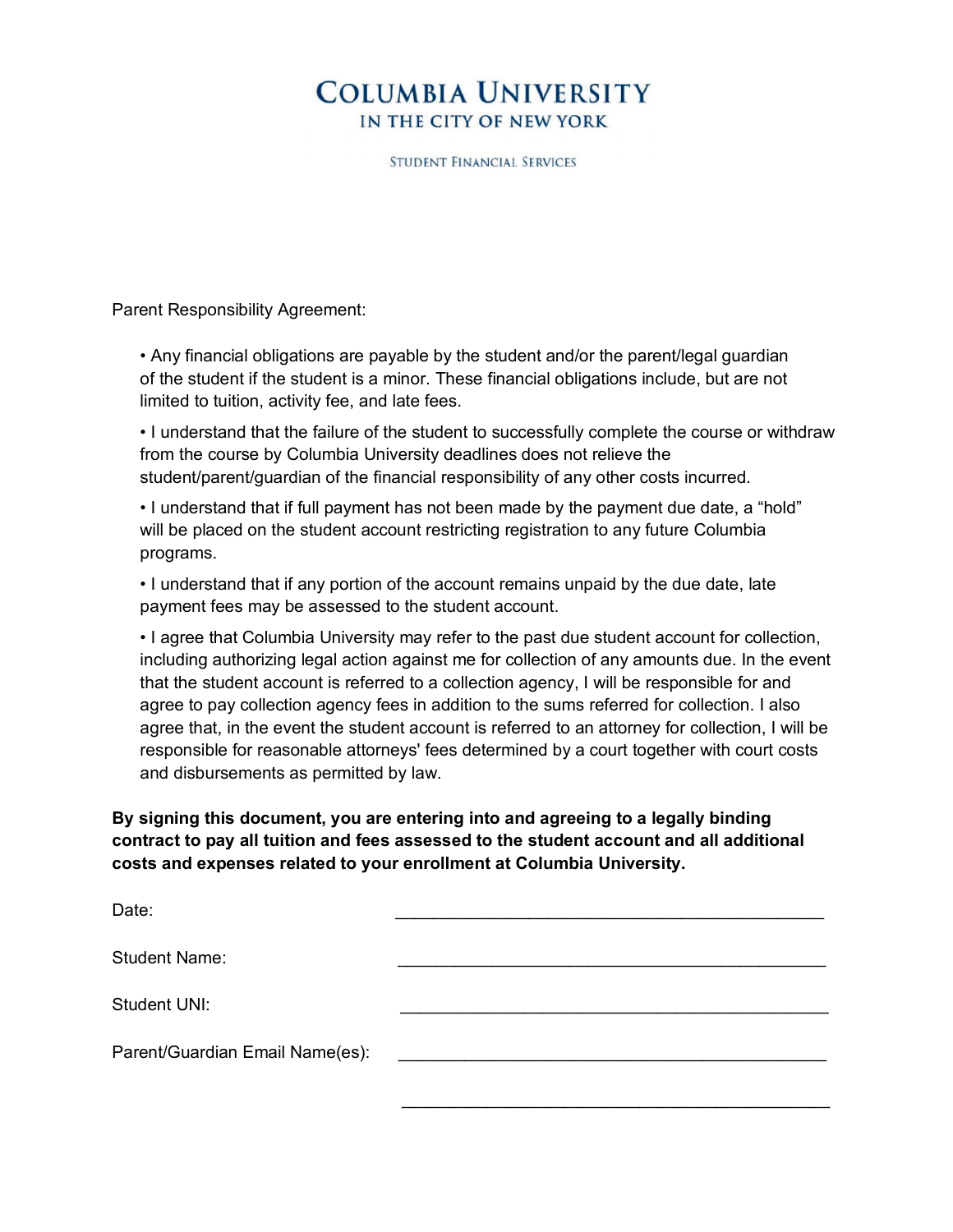# COLUMBIA UNIVERSITY
## IN THE CITY OF NEW YORK

STUDENT FINANCIAL SERVICES

Parent Responsibility Agreement:

- Any financial obligations are payable by the student and/or the parent/legal guardian of the student if the student is a minor. These financial obligations include, but are not limited to tuition, activity fee, and late fees.

- I understand that the failure of the student to successfully complete the course or withdraw from the course by Columbia University deadlines does not relieve the student/parent/guardian of the financial responsibility of any other costs incurred.

- I understand that if full payment has not been made by the payment due date, a "hold" will be placed on the student account restricting registration to any future Columbia programs.

- I understand that if any portion of the account remains unpaid by the due date, late payment fees may be assessed to the student account.

- I agree that Columbia University may refer to the past due student account for collection, including authorizing legal action against me for collection of any amounts due. In the event that the student account is referred to a collection agency, I will be responsible for and agree to pay collection agency fees in addition to the sums referred for collection. I also agree that, in the event the student account is referred to an attorney for collection, I will be responsible for reasonable attorneys' fees determined by a court together with court costs and disbursements as permitted by law.

**By signing this document, you are entering into and agreeing to a legally binding contract to pay all tuition and fees assessed to the student account and all additional costs and expenses related to your enrollment at Columbia University.**

Date: ______________________________________________

Student Name: ______________________________________________

Student UNI: ______________________________________________

Parent/Guardian Email Name(es): ______________________________________________

______________________________________________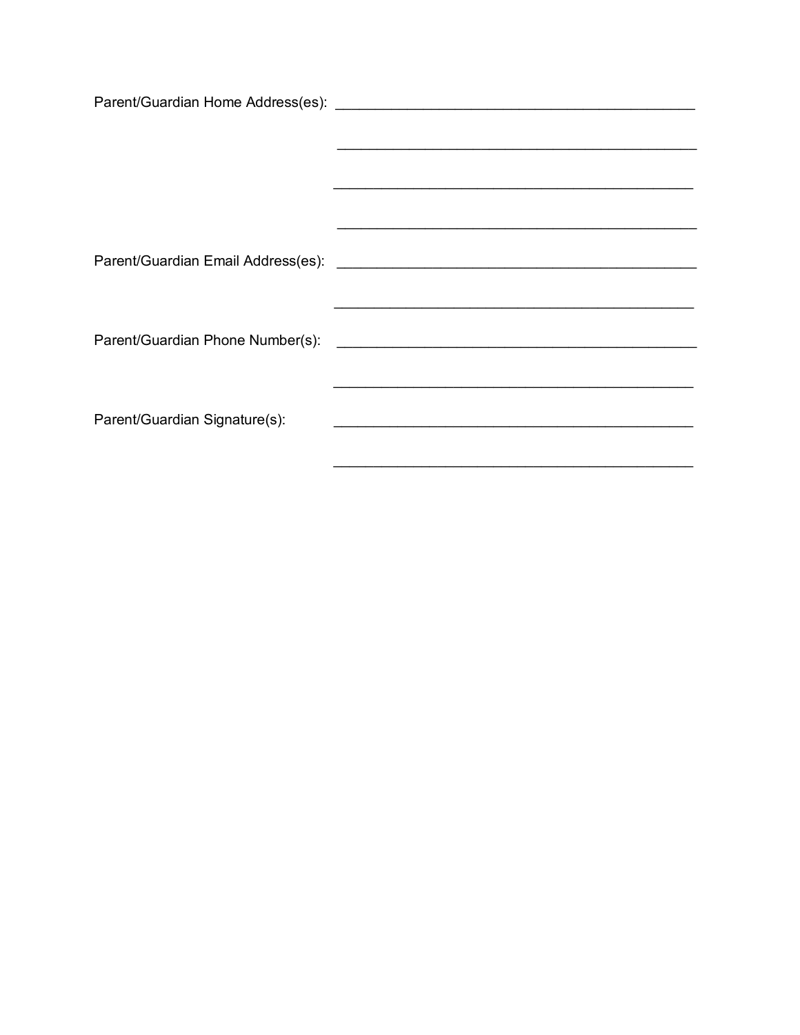Parent/Guardian Home Address(es): _______________________________________________

_______________________________________________

_______________________________________________

_______________________________________________

Parent/Guardian Email Address(es): _______________________________________________

_______________________________________________

Parent/Guardian Phone Number(s): _______________________________________________

_______________________________________________

Parent/Guardian Signature(s): _______________________________________________

_______________________________________________